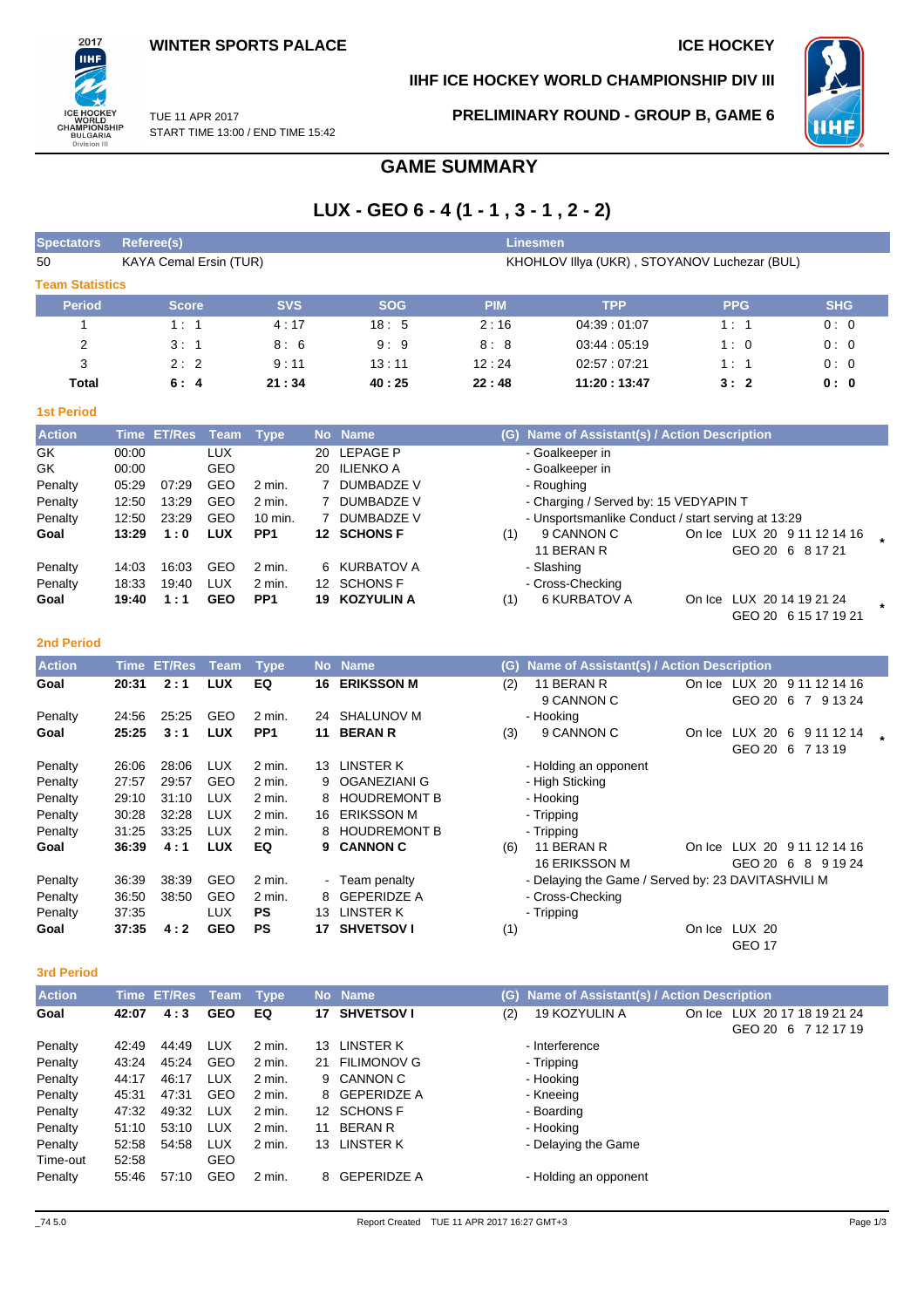WINTER SPORTS PALACE

ICE HOCKEY

IIHF ICE HOCKEY WORLD CHAMPIONSHIP DIV III

TUE 11 APR 2017
START TIME 13:00 / END TIME 15:42

PRELIMINARY ROUND - GROUP B, GAME 6

# GAME SUMMARY

## LUX - GEO 6 - 4 (1 - 1 , 3 - 1 , 2 - 2)

| Spectators | Referee(s) | Linesmen |
|---|---|---|
| 50 | KAYA Cemal Ersin (TUR) | KHOHLOV Illya (UKR) , STOYANOV Luchezar (BUL) |

### Team Statistics

| Period | Score | SVS | SOG | PIM | TPP | PPG | SHG |
|---|---|---|---|---|---|---|---|
| 1 | 1 : 1 | 4 : 17 | 18 : 5 | 2 : 16 | 04:39 : 01:07 | 1 : 1 | 0 : 0 |
| 2 | 3 : 1 | 8 : 6 | 9 : 9 | 8 : 8 | 03:44 : 05:19 | 1 : 0 | 0 : 0 |
| 3 | 2 : 2 | 9 : 11 | 13 : 11 | 12 : 24 | 02:57 : 07:21 | 1 : 1 | 0 : 0 |
| **Total** | **6 : 4** | **21 : 34** | **40 : 25** | **22 : 48** | **11:20 : 13:47** | **3 : 2** | **0 : 0** |

### 1st Period

| Action | Time | ET/Res | Team | Type | No | Name | (G) | Name of Assistant(s) / Action Description | On Ice |
|---|---|---|---|---|---|---|---|---|---|
| GK | 00:00 | | LUX | | 20 | LEPAGE P | | - Goalkeeper in | |
| GK | 00:00 | | GEO | | 20 | ILIENKO A | | - Goalkeeper in | |
| Penalty | 05:29 | 07:29 | GEO | 2 min. | 7 | DUMBADZE V | | - Roughing | |
| Penalty | 12:50 | 13:29 | GEO | 2 min. | 7 | DUMBADZE V | | - Charging / Served by: 15 VEDYAPIN T | |
| Penalty | 12:50 | 23:29 | GEO | 10 min. | 7 | DUMBADZE V | | - Unsportsmanlike Conduct / start serving at 13:29 | |
| **Goal** | **13:29** | **1 : 0** | **LUX** | **PP1** | **12** | **SCHONS F** | (1) | 9 CANNON C<br>11 BERAN R | LUX 20 9 11 12 14 16<br>GEO 20 6 8 17 21 * |
| Penalty | 14:03 | 16:03 | GEO | 2 min. | 6 | KURBATOV A | | - Slashing | |
| Penalty | 18:33 | 19:40 | LUX | 2 min. | 12 | SCHONS F | | - Cross-Checking | |
| **Goal** | **19:40** | **1 : 1** | **GEO** | **PP1** | **19** | **KOZYULIN A** | (1) | 6 KURBATOV A | LUX 20 14 19 21 24<br>GEO 20 6 15 17 19 21 * |

### 2nd Period

| Action | Time | ET/Res | Team | Type | No | Name | (G) | Name of Assistant(s) / Action Description | On Ice |
|---|---|---|---|---|---|---|---|---|---|
| **Goal** | **20:31** | **2 : 1** | **LUX** | **EQ** | **16** | **ERIKSSON M** | (2) | 11 BERAN R<br>9 CANNON C | LUX 20 9 11 12 14 16<br>GEO 20 6 7 9 13 24 |
| Penalty | 24:56 | 25:25 | GEO | 2 min. | 24 | SHALUNOV M | | - Hooking | |
| **Goal** | **25:25** | **3 : 1** | **LUX** | **PP1** | **11** | **BERAN R** | (3) | 9 CANNON C | LUX 20 6 9 11 12 14<br>GEO 20 6 7 13 19 * |
| Penalty | 26:06 | 28:06 | LUX | 2 min. | 13 | LINSTER K | | - Holding an opponent | |
| Penalty | 27:57 | 29:57 | GEO | 2 min. | 9 | OGANEZIANI G | | - High Sticking | |
| Penalty | 29:10 | 31:10 | LUX | 2 min. | 8 | HOUDREMONT B | | - Hooking | |
| Penalty | 30:28 | 32:28 | LUX | 2 min. | 16 | ERIKSSON M | | - Tripping | |
| Penalty | 31:25 | 33:25 | LUX | 2 min. | 8 | HOUDREMONT B | | - Tripping | |
| **Goal** | **36:39** | **4 : 1** | **LUX** | **EQ** | **9** | **CANNON C** | (6) | 11 BERAN R<br>16 ERIKSSON M | LUX 20 9 11 12 14 16<br>GEO 20 6 8 9 19 24 |
| Penalty | 36:39 | 38:39 | GEO | 2 min. | - | Team penalty | | - Delaying the Game / Served by: 23 DAVITASHVILI M | |
| Penalty | 36:50 | 38:50 | GEO | 2 min. | 8 | GEPERIDZE A | | - Cross-Checking | |
| Penalty | 37:35 | | LUX | PS | 13 | LINSTER K | | - Tripping | |
| **Goal** | **37:35** | **4 : 2** | **GEO** | **PS** | **17** | **SHVETSOV I** | (1) | | LUX 20<br>GEO 17 |

### 3rd Period

| Action | Time | ET/Res | Team | Type | No | Name | (G) | Name of Assistant(s) / Action Description | On Ice |
|---|---|---|---|---|---|---|---|---|---|
| **Goal** | **42:07** | **4 : 3** | **GEO** | **EQ** | **17** | **SHVETSOV I** | (2) | 19 KOZYULIN A | LUX 20 17 18 19 21 24<br>GEO 20 6 7 12 17 19 |
| Penalty | 42:49 | 44:49 | LUX | 2 min. | 13 | LINSTER K | | - Interference | |
| Penalty | 43:24 | 45:24 | GEO | 2 min. | 21 | FILIMONOV G | | - Tripping | |
| Penalty | 44:17 | 46:17 | LUX | 2 min. | 9 | CANNON C | | - Hooking | |
| Penalty | 45:31 | 47:31 | GEO | 2 min. | 8 | GEPERIDZE A | | - Kneeing | |
| Penalty | 47:32 | 49:32 | LUX | 2 min. | 12 | SCHONS F | | - Boarding | |
| Penalty | 51:10 | 53:10 | LUX | 2 min. | 11 | BERAN R | | - Hooking | |
| Penalty | 52:58 | 54:58 | LUX | 2 min. | 13 | LINSTER K | | - Delaying the Game | |
| Time-out | 52:58 | | GEO | | | | | | |
| Penalty | 55:46 | 57:10 | GEO | 2 min. | 8 | GEPERIDZE A | | - Holding an opponent | |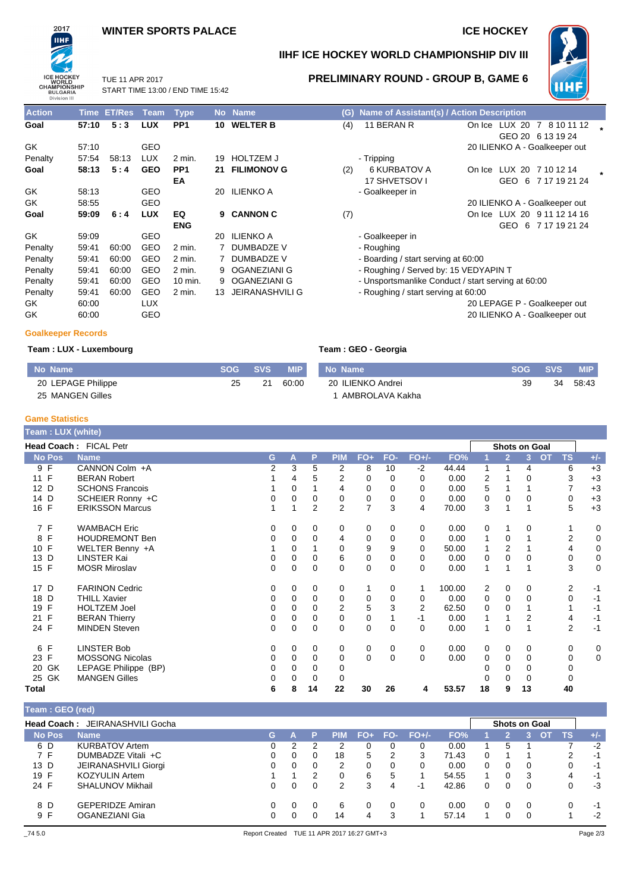# WINTER SPORTS PALACE

# ICE HOCKEY

## IIHF ICE HOCKEY WORLD CHAMPIONSHIP DIV III

TUE 11 APR 2017
START TIME 13:00 / END TIME 15:42

## PRELIMINARY ROUND - GROUP B, GAME 6

| Action | Time | ET/Res | Team | Type | No | Name | (G) | Name of Assistant(s) / Action Description | |
|---|---|---|---|---|---|---|---|---|---|
| **Goal** | **57:10** | **5 : 3** | **LUX** | **PP1** | **10** | **WELTER B** | (4) | 11 BERAN R | On Ice LUX 20 7 8 10 11 12 GEO 20 6 13 19 24 * |
| GK | 57:10 | | GEO | | | | | | 20 ILIENKO A - Goalkeeper out |
| Penalty | 57:54 | 58:13 | LUX | 2 min. | 19 | HOLTZEM J | | - Tripping | |
| **Goal** | **58:13** | **5 : 4** | **GEO** | **PP1 EA** | **21** | **FILIMONOV G** | (2) | 6 KURBATOV A 17 SHVETSOV I | On Ice LUX 20 7 10 12 14 GEO 6 7 17 19 21 24 * |
| GK | 58:13 | | GEO | | 20 | ILIENKO A | | - Goalkeeper in | |
| GK | 58:55 | | GEO | | | | | | 20 ILIENKO A - Goalkeeper out |
| **Goal** | **59:09** | **6 : 4** | **LUX** | **EQ ENG** | **9** | **CANNON C** | (7) | | On Ice LUX 20 9 11 12 14 16 GEO 6 7 17 19 21 24 |
| GK | 59:09 | | GEO | | 20 | ILIENKO A | | - Goalkeeper in | |
| Penalty | 59:41 | 60:00 | GEO | 2 min. | 7 | DUMBADZE V | | - Roughing | |
| Penalty | 59:41 | 60:00 | GEO | 2 min. | 7 | DUMBADZE V | | - Boarding / start serving at 60:00 | |
| Penalty | 59:41 | 60:00 | GEO | 2 min. | 9 | OGANEZIANI G | | - Roughing / Served by: 15 VEDYAPIN T | |
| Penalty | 59:41 | 60:00 | GEO | 10 min. | 9 | OGANEZIANI G | | - Unsportsmanlike Conduct / start serving at 60:00 | |
| Penalty | 59:41 | 60:00 | GEO | 2 min. | 13 | JEIRANASHVILI G | | - Roughing / start serving at 60:00 | |
| GK | 60:00 | | LUX | | | | | | 20 LEPAGE P - Goalkeeper out |
| GK | 60:00 | | GEO | | | | | | 20 ILIENKO A - Goalkeeper out |

### Goalkeeper Records

**Team : LUX - Luxembourg**

| No | Name | SOG | SVS | MIP |
|---|---|---|---|---|
| 20 | LEPAGE Philippe | 25 | 21 | 60:00 |
| 25 | MANGEN Gilles | | | |

**Team : GEO - Georgia**

| No | Name | SOG | SVS | MIP |
|---|---|---|---|---|
| 20 | ILIENKO Andrei | 39 | 34 | 58:43 |
| 1 | AMBROLAVA Kakha | | | |

### Game Statistics

**Team : LUX (white)**

**Head Coach :** FICAL Petr

| No | Pos | Name | G | A | P | PIM | FO+ | FO- | FO+/- | FO% | SOG 1 | SOG 2 | SOG 3 | SOG OT | TS | +/- |
|---|---|---|---|---|---|---|---|---|---|---|---|---|---|---|---|---|
| 9 | F | CANNON Colm +A | 2 | 3 | 5 | 2 | 8 | 10 | -2 | 44.44 | 1 | 1 | 4 | | 6 | +3 |
| 11 | F | BERAN Robert | 1 | 4 | 5 | 2 | 0 | 0 | 0 | 0.00 | 2 | 1 | 0 | | 3 | +3 |
| 12 | D | SCHONS Francois | 1 | 0 | 1 | 4 | 0 | 0 | 0 | 0.00 | 5 | 1 | 1 | | 7 | +3 |
| 14 | D | SCHEIER Ronny +C | 0 | 0 | 0 | 0 | 0 | 0 | 0 | 0.00 | 0 | 0 | 0 | | 0 | +3 |
| 16 | F | ERIKSSON Marcus | 1 | 1 | 2 | 2 | 7 | 3 | 4 | 70.00 | 3 | 1 | 1 | | 5 | +3 |
| 7 | F | WAMBACH Eric | 0 | 0 | 0 | 0 | 0 | 0 | 0 | 0.00 | 0 | 1 | 0 | | 1 | 0 |
| 8 | F | HOUDREMONT Ben | 0 | 0 | 0 | 4 | 0 | 0 | 0 | 0.00 | 1 | 0 | 1 | | 2 | 0 |
| 10 | F | WELTER Benny +A | 1 | 0 | 1 | 0 | 9 | 9 | 0 | 50.00 | 1 | 2 | 1 | | 4 | 0 |
| 13 | D | LINSTER Kai | 0 | 0 | 0 | 6 | 0 | 0 | 0 | 0.00 | 0 | 0 | 0 | | 0 | 0 |
| 15 | F | MOSR Miroslav | 0 | 0 | 0 | 0 | 0 | 0 | 0 | 0.00 | 1 | 1 | 1 | | 3 | 0 |
| 17 | D | FARINON Cedric | 0 | 0 | 0 | 0 | 1 | 0 | 1 | 100.00 | 2 | 0 | 0 | | 2 | -1 |
| 18 | D | THILL Xavier | 0 | 0 | 0 | 0 | 0 | 0 | 0 | 0.00 | 0 | 0 | 0 | | 0 | -1 |
| 19 | F | HOLTZEM Joel | 0 | 0 | 0 | 2 | 5 | 3 | 2 | 62.50 | 0 | 0 | 1 | | 1 | -1 |
| 21 | F | BERAN Thierry | 0 | 0 | 0 | 0 | 0 | 1 | -1 | 0.00 | 1 | 1 | 2 | | 4 | -1 |
| 24 | F | MINDEN Steven | 0 | 0 | 0 | 0 | 0 | 0 | 0 | 0.00 | 1 | 0 | 1 | | 2 | -1 |
| 6 | F | LINSTER Bob | 0 | 0 | 0 | 0 | 0 | 0 | 0 | 0.00 | 0 | 0 | 0 | | 0 | 0 |
| 23 | F | MOSSONG Nicolas | 0 | 0 | 0 | 0 | 0 | 0 | 0 | 0.00 | 0 | 0 | 0 | | 0 | 0 |
| 20 | GK | LEPAGE Philippe (BP) | 0 | 0 | 0 | 0 | | | | | 0 | 0 | 0 | | 0 | |
| 25 | GK | MANGEN Gilles | 0 | 0 | 0 | 0 | | | | | 0 | 0 | 0 | | 0 | |
| **Total** | | | **6** | **8** | **14** | **22** | **30** | **26** | **4** | **53.57** | **18** | **9** | **13** | | **40** | |

**Team : GEO (red)**

**Head Coach :** JEIRANASHVILI Gocha

| No | Pos | Name | G | A | P | PIM | FO+ | FO- | FO+/- | FO% | SOG 1 | SOG 2 | SOG 3 | SOG OT | TS | +/- |
|---|---|---|---|---|---|---|---|---|---|---|---|---|---|---|---|---|
| 6 | D | KURBATOV Artem | 0 | 2 | 2 | 2 | 0 | 0 | 0 | 0.00 | 1 | 5 | 1 | | 7 | -2 |
| 7 | F | DUMBADZE Vitali +C | 0 | 0 | 0 | 18 | 5 | 2 | 3 | 71.43 | 0 | 1 | 1 | | 2 | -1 |
| 13 | D | JEIRANASHVILI Giorgi | 0 | 0 | 0 | 2 | 0 | 0 | 0 | 0.00 | 0 | 0 | 0 | | 0 | -1 |
| 19 | F | KOZYULIN Artem | 1 | 1 | 2 | 0 | 6 | 5 | 1 | 54.55 | 1 | 0 | 3 | | 4 | -1 |
| 24 | F | SHALUNOV Mikhail | 0 | 0 | 0 | 2 | 3 | 4 | -1 | 42.86 | 0 | 0 | 0 | | 0 | -3 |
| 8 | D | GEPERIDZE Amiran | 0 | 0 | 0 | 6 | 0 | 0 | 0 | 0.00 | 0 | 0 | 0 | | 0 | -1 |
| 9 | F | OGANEZIANI Gia | 0 | 0 | 0 | 14 | 4 | 3 | 1 | 57.14 | 1 | 0 | 0 | | 1 | -2 |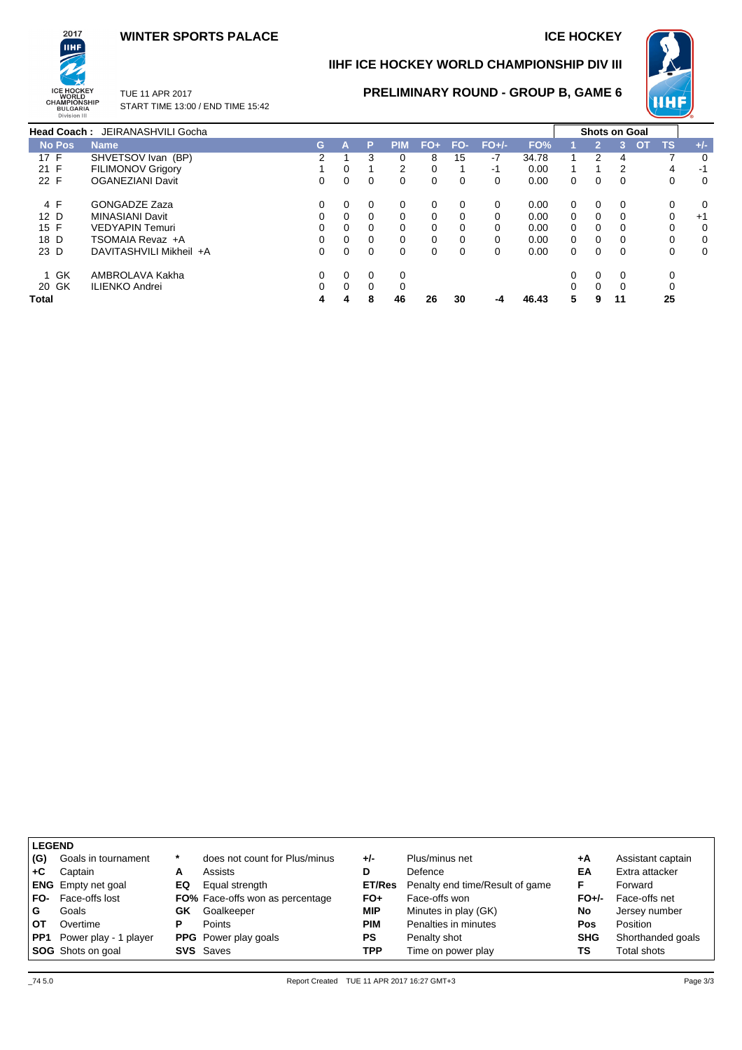WINTER SPORTS PALACE

ICE HOCKEY

## IIHF ICE HOCKEY WORLD CHAMPIONSHIP DIV III

TUE 11 APR 2017
START TIME 13:00 / END TIME 15:42

### PRELIMINARY ROUND - GROUP B, GAME 6

**Head Coach :** JEIRANASHVILI Gocha

| No | Pos | Name | G | A | P | PIM | FO+ | FO- | FO+/- | FO% | Shots on Goal 1 | 2 | 3 | OT | TS | +/- |
|---|---|---|---|---|---|---|---|---|---|---|---|---|---|---|---|---|
| 17 | F | SHVETSOV Ivan (BP) | 2 | 1 | 3 | 0 | 8 | 15 | -7 | 34.78 | 1 | 2 | 4 | | 7 | 0 |
| 21 | F | FILIMONOV Grigory | 1 | 0 | 1 | 2 | 0 | 1 | -1 | 0.00 | 1 | 1 | 2 | | 4 | -1 |
| 22 | F | OGANEZIANI Davit | 0 | 0 | 0 | 0 | 0 | 0 | 0 | 0.00 | 0 | 0 | 0 | | 0 | 0 |
| 4 | F | GONGADZE Zaza | 0 | 0 | 0 | 0 | 0 | 0 | 0 | 0.00 | 0 | 0 | 0 | | 0 | 0 |
| 12 | D | MINASIANI Davit | 0 | 0 | 0 | 0 | 0 | 0 | 0 | 0.00 | 0 | 0 | 0 | | 0 | +1 |
| 15 | F | VEDYAPIN Temuri | 0 | 0 | 0 | 0 | 0 | 0 | 0 | 0.00 | 0 | 0 | 0 | | 0 | 0 |
| 18 | D | TSOMAIA Revaz +A | 0 | 0 | 0 | 0 | 0 | 0 | 0 | 0.00 | 0 | 0 | 0 | | 0 | 0 |
| 23 | D | DAVITASHVILI Mikheil +A | 0 | 0 | 0 | 0 | 0 | 0 | 0 | 0.00 | 0 | 0 | 0 | | 0 | 0 |
| 1 | GK | AMBROLAVA Kakha | 0 | 0 | 0 | 0 | | | | | 0 | 0 | 0 | | 0 | |
| 20 | GK | ILIENKO Andrei | 0 | 0 | 0 | 0 | | | | | 0 | 0 | 0 | | 0 | |
| **Total** | | | **4** | **4** | **8** | **46** | **26** | **30** | **-4** | **46.43** | **5** | **9** | **11** | | **25** | |

**LEGEND**

| | | | | | | | |
|---|---|---|---|---|---|---|---|
| (G) | Goals in tournament | * | does not count for Plus/minus | +/- | Plus/minus net | +A | Assistant captain |
| +C | Captain | A | Assists | D | Defence | EA | Extra attacker |
| ENG | Empty net goal | EQ | Equal strength | ET/Res | Penalty end time/Result of game | F | Forward |
| FO- | Face-offs lost | FO% | Face-offs won as percentage | FO+ | Face-offs won | FO+/- | Face-offs net |
| G | Goals | GK | Goalkeeper | MIP | Minutes in play (GK) | No | Jersey number |
| OT | Overtime | P | Points | PIM | Penalties in minutes | Pos | Position |
| PP1 | Power play - 1 player | PPG | Power play goals | PS | Penalty shot | SHG | Shorthanded goals |
| SOG | Shots on goal | SVS | Saves | TPP | Time on power play | TS | Total shots |

_74 5.0 Report Created TUE 11 APR 2017 16:27 GMT+3